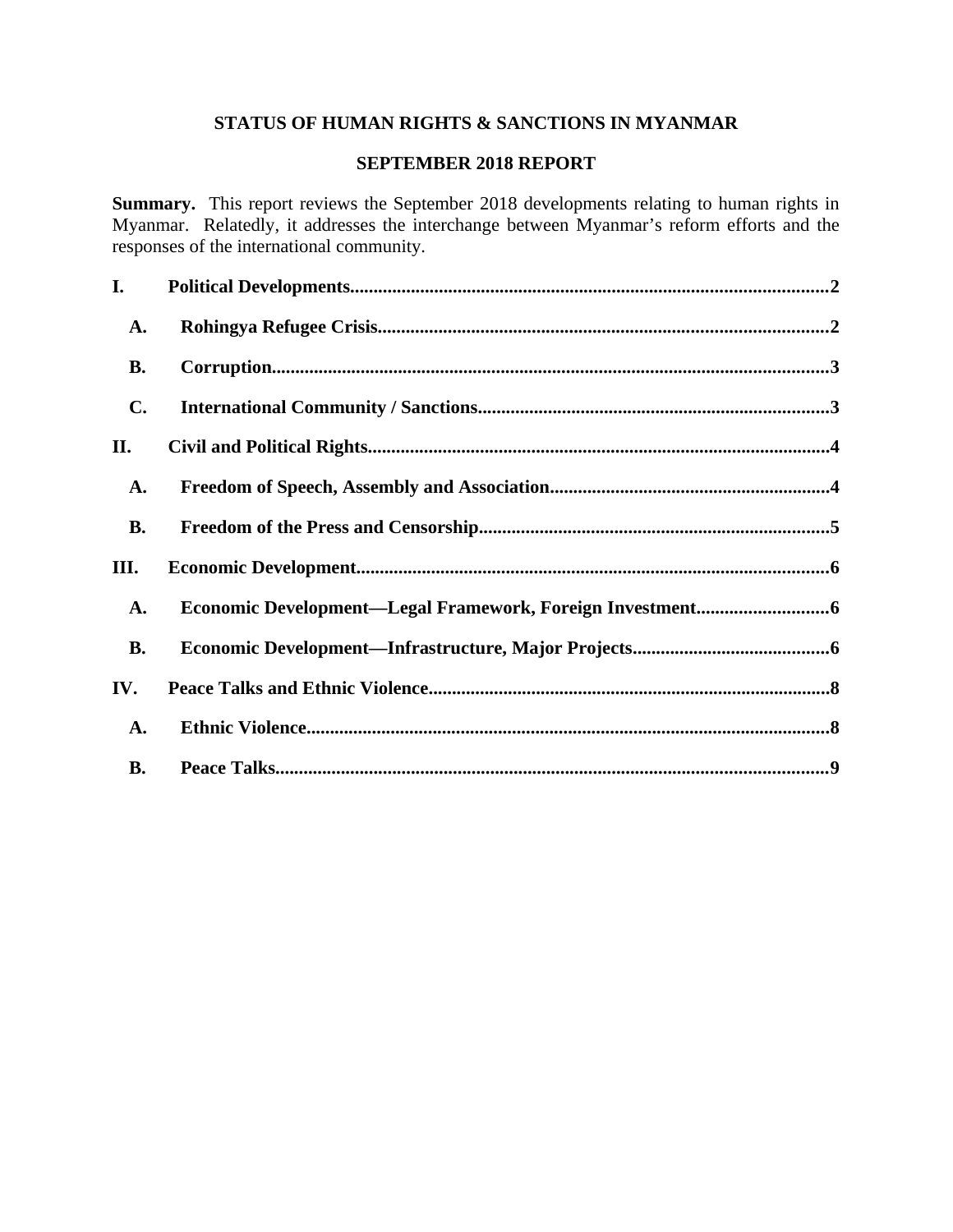**STATUS OF HUMAN RIGHTS & SANCTIONS IN MYANMAR**

**SEPTEMBER 2018 REPORT**

**Summary.** This report reviews the September 2018 developments relating to human rights in Myanmar. Relatedly, it addresses the interchange between Myanmar's reform efforts and the responses of the international community.

**I. Political Developments....................................................................................................2**

**A. Rohingya Refugee Crisis...............................................................................................2**

**B. Corruption....................................................................................................................3**

**C. International Community / Sanctions..........................................................................3**

**II. Civil and Political Rights.................................................................................................4**

**A. Freedom of Speech, Assembly and Association...........................................................4**

**B. Freedom of the Press and Censorship..........................................................................5**

**III. Economic Development...................................................................................................6**

**A. Economic Development—Legal Framework, Foreign Investment............................6**

**B. Economic Development—Infrastructure, Major Projects.........................................6**

**IV. Peace Talks and Ethnic Violence....................................................................................8**

**A. Ethnic Violence..............................................................................................................8**

**B. Peace Talks....................................................................................................................9**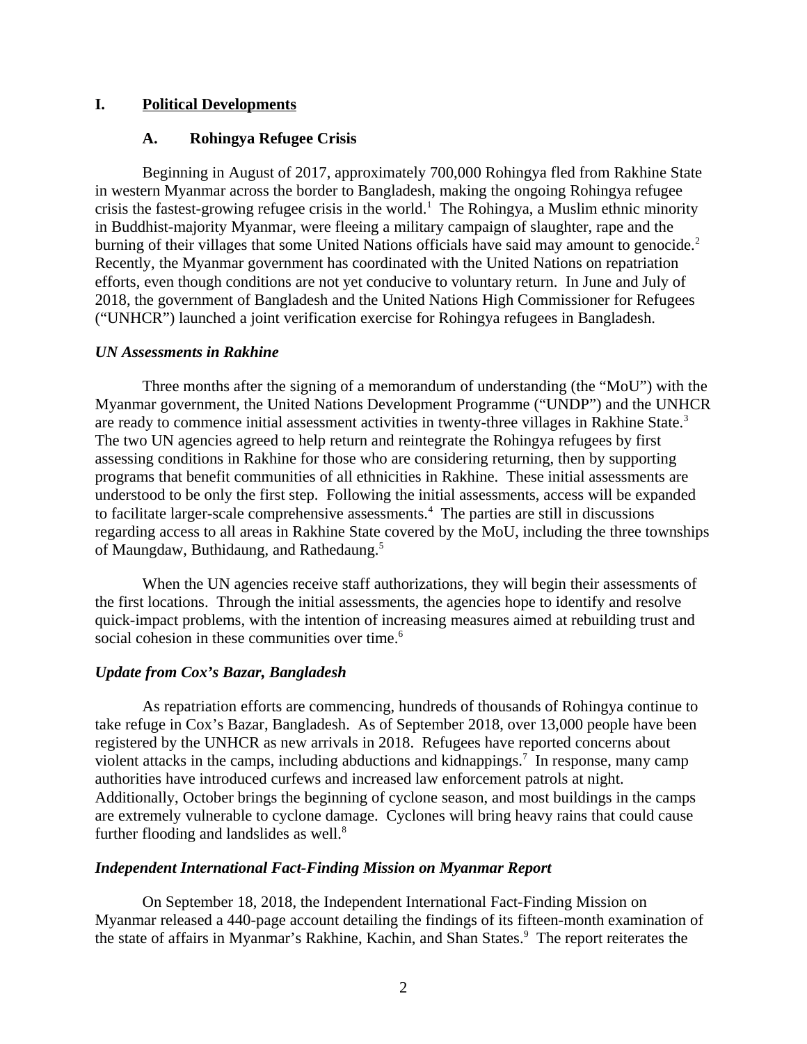# I. Political Developments

## A. Rohingya Refugee Crisis

Beginning in August of 2017, approximately 700,000 Rohingya fled from Rakhine State in western Myanmar across the border to Bangladesh, making the ongoing Rohingya refugee crisis the fastest-growing refugee crisis in the world.[1] The Rohingya, a Muslim ethnic minority in Buddhist-majority Myanmar, were fleeing a military campaign of slaughter, rape and the burning of their villages that some United Nations officials have said may amount to genocide.[2] Recently, the Myanmar government has coordinated with the United Nations on repatriation efforts, even though conditions are not yet conducive to voluntary return. In June and July of 2018, the government of Bangladesh and the United Nations High Commissioner for Refugees ("UNHCR") launched a joint verification exercise for Rohingya refugees in Bangladesh.

### *UN Assessments in Rakhine*

Three months after the signing of a memorandum of understanding (the "MoU") with the Myanmar government, the United Nations Development Programme ("UNDP") and the UNHCR are ready to commence initial assessment activities in twenty-three villages in Rakhine State.[3] The two UN agencies agreed to help return and reintegrate the Rohingya refugees by first assessing conditions in Rakhine for those who are considering returning, then by supporting programs that benefit communities of all ethnicities in Rakhine. These initial assessments are understood to be only the first step. Following the initial assessments, access will be expanded to facilitate larger-scale comprehensive assessments.[4] The parties are still in discussions regarding access to all areas in Rakhine State covered by the MoU, including the three townships of Maungdaw, Buthidaung, and Rathedaung.[5]

When the UN agencies receive staff authorizations, they will begin their assessments of the first locations. Through the initial assessments, the agencies hope to identify and resolve quick-impact problems, with the intention of increasing measures aimed at rebuilding trust and social cohesion in these communities over time.[6]

### *Update from Cox's Bazar, Bangladesh*

As repatriation efforts are commencing, hundreds of thousands of Rohingya continue to take refuge in Cox's Bazar, Bangladesh. As of September 2018, over 13,000 people have been registered by the UNHCR as new arrivals in 2018. Refugees have reported concerns about violent attacks in the camps, including abductions and kidnappings.[7] In response, many camp authorities have introduced curfews and increased law enforcement patrols at night. Additionally, October brings the beginning of cyclone season, and most buildings in the camps are extremely vulnerable to cyclone damage. Cyclones will bring heavy rains that could cause further flooding and landslides as well.[8]

### *Independent International Fact-Finding Mission on Myanmar Report*

On September 18, 2018, the Independent International Fact-Finding Mission on Myanmar released a 440-page account detailing the findings of its fifteen-month examination of the state of affairs in Myanmar's Rakhine, Kachin, and Shan States.[9] The report reiterates the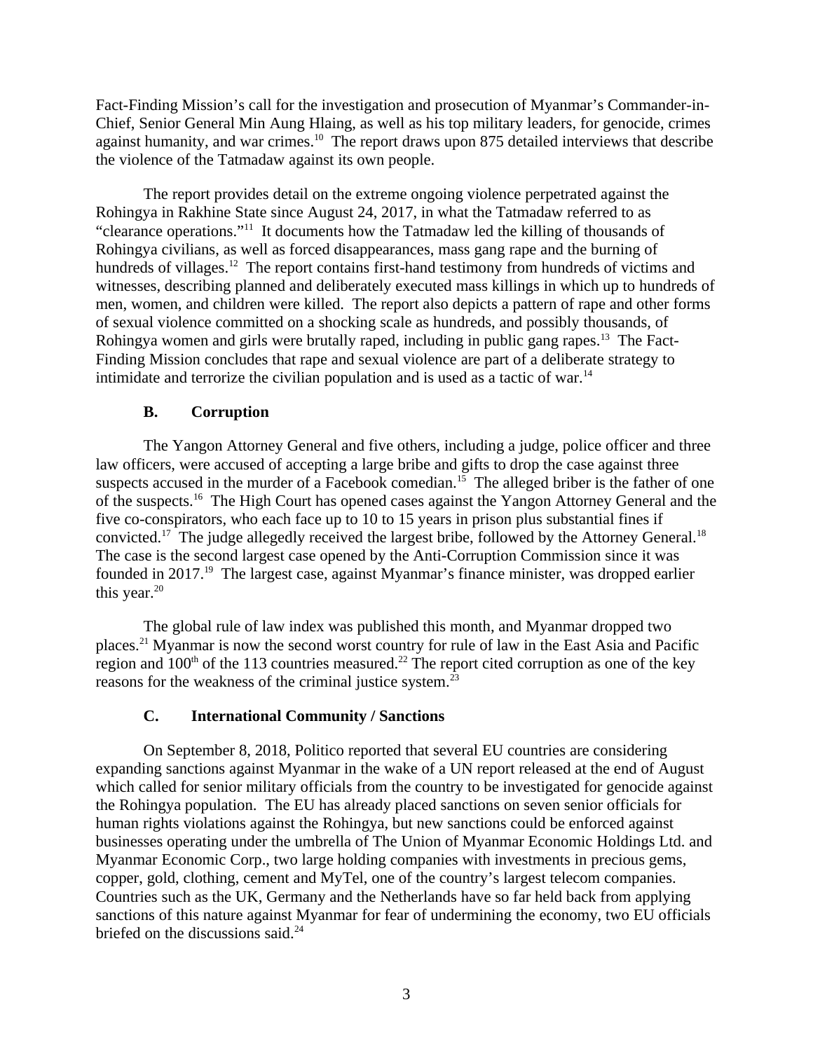Fact-Finding Mission's call for the investigation and prosecution of Myanmar's Commander-in-Chief, Senior General Min Aung Hlaing, as well as his top military leaders, for genocide, crimes against humanity, and war crimes.[10] The report draws upon 875 detailed interviews that describe the violence of the Tatmadaw against its own people.

The report provides detail on the extreme ongoing violence perpetrated against the Rohingya in Rakhine State since August 24, 2017, in what the Tatmadaw referred to as "clearance operations."[11] It documents how the Tatmadaw led the killing of thousands of Rohingya civilians, as well as forced disappearances, mass gang rape and the burning of hundreds of villages.[12] The report contains first-hand testimony from hundreds of victims and witnesses, describing planned and deliberately executed mass killings in which up to hundreds of men, women, and children were killed. The report also depicts a pattern of rape and other forms of sexual violence committed on a shocking scale as hundreds, and possibly thousands, of Rohingya women and girls were brutally raped, including in public gang rapes.[13] The Fact-Finding Mission concludes that rape and sexual violence are part of a deliberate strategy to intimidate and terrorize the civilian population and is used as a tactic of war.[14]

### B. Corruption

The Yangon Attorney General and five others, including a judge, police officer and three law officers, were accused of accepting a large bribe and gifts to drop the case against three suspects accused in the murder of a Facebook comedian.[15] The alleged briber is the father of one of the suspects.[16] The High Court has opened cases against the Yangon Attorney General and the five co-conspirators, who each face up to 10 to 15 years in prison plus substantial fines if convicted.[17] The judge allegedly received the largest bribe, followed by the Attorney General.[18] The case is the second largest case opened by the Anti-Corruption Commission since it was founded in 2017.[19] The largest case, against Myanmar's finance minister, was dropped earlier this year.[20]

The global rule of law index was published this month, and Myanmar dropped two places.[21] Myanmar is now the second worst country for rule of law in the East Asia and Pacific region and 100th of the 113 countries measured.[22] The report cited corruption as one of the key reasons for the weakness of the criminal justice system.[23]

### C. International Community / Sanctions

On September 8, 2018, Politico reported that several EU countries are considering expanding sanctions against Myanmar in the wake of a UN report released at the end of August which called for senior military officials from the country to be investigated for genocide against the Rohingya population. The EU has already placed sanctions on seven senior officials for human rights violations against the Rohingya, but new sanctions could be enforced against businesses operating under the umbrella of The Union of Myanmar Economic Holdings Ltd. and Myanmar Economic Corp., two large holding companies with investments in precious gems, copper, gold, clothing, cement and MyTel, one of the country's largest telecom companies. Countries such as the UK, Germany and the Netherlands have so far held back from applying sanctions of this nature against Myanmar for fear of undermining the economy, two EU officials briefed on the discussions said.[24]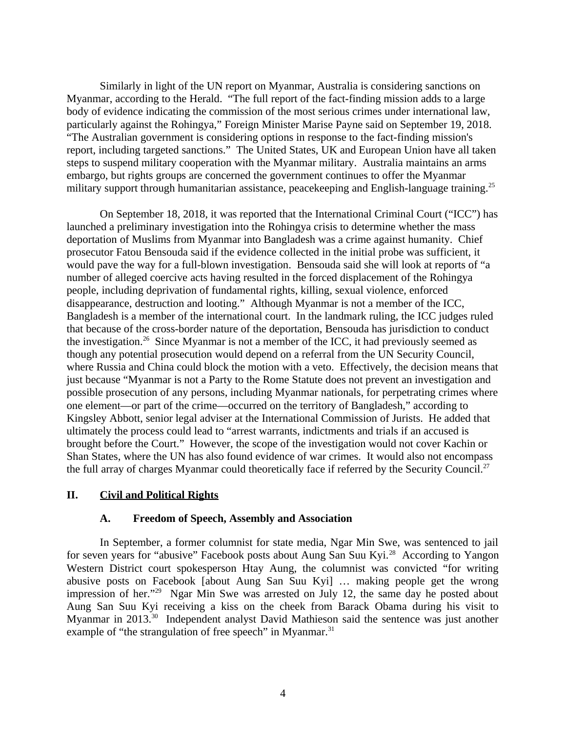Similarly in light of the UN report on Myanmar, Australia is considering sanctions on Myanmar, according to the Herald. "The full report of the fact-finding mission adds to a large body of evidence indicating the commission of the most serious crimes under international law, particularly against the Rohingya," Foreign Minister Marise Payne said on September 19, 2018. "The Australian government is considering options in response to the fact-finding mission's report, including targeted sanctions." The United States, UK and European Union have all taken steps to suspend military cooperation with the Myanmar military. Australia maintains an arms embargo, but rights groups are concerned the government continues to offer the Myanmar military support through humanitarian assistance, peacekeeping and English-language training.[25]

On September 18, 2018, it was reported that the International Criminal Court ("ICC") has launched a preliminary investigation into the Rohingya crisis to determine whether the mass deportation of Muslims from Myanmar into Bangladesh was a crime against humanity. Chief prosecutor Fatou Bensouda said if the evidence collected in the initial probe was sufficient, it would pave the way for a full-blown investigation. Bensouda said she will look at reports of "a number of alleged coercive acts having resulted in the forced displacement of the Rohingya people, including deprivation of fundamental rights, killing, sexual violence, enforced disappearance, destruction and looting." Although Myanmar is not a member of the ICC, Bangladesh is a member of the international court. In the landmark ruling, the ICC judges ruled that because of the cross-border nature of the deportation, Bensouda has jurisdiction to conduct the investigation.[26] Since Myanmar is not a member of the ICC, it had previously seemed as though any potential prosecution would depend on a referral from the UN Security Council, where Russia and China could block the motion with a veto. Effectively, the decision means that just because "Myanmar is not a Party to the Rome Statute does not prevent an investigation and possible prosecution of any persons, including Myanmar nationals, for perpetrating crimes where one element—or part of the crime—occurred on the territory of Bangladesh," according to Kingsley Abbott, senior legal adviser at the International Commission of Jurists. He added that ultimately the process could lead to "arrest warrants, indictments and trials if an accused is brought before the Court." However, the scope of the investigation would not cover Kachin or Shan States, where the UN has also found evidence of war crimes. It would also not encompass the full array of charges Myanmar could theoretically face if referred by the Security Council.[27]

## II. Civil and Political Rights

### A. Freedom of Speech, Assembly and Association

In September, a former columnist for state media, Ngar Min Swe, was sentenced to jail for seven years for "abusive" Facebook posts about Aung San Suu Kyi.[28] According to Yangon Western District court spokesperson Htay Aung, the columnist was convicted "for writing abusive posts on Facebook [about Aung San Suu Kyi] … making people get the wrong impression of her."[29] Ngar Min Swe was arrested on July 12, the same day he posted about Aung San Suu Kyi receiving a kiss on the cheek from Barack Obama during his visit to Myanmar in 2013.[30] Independent analyst David Mathieson said the sentence was just another example of "the strangulation of free speech" in Myanmar.[31]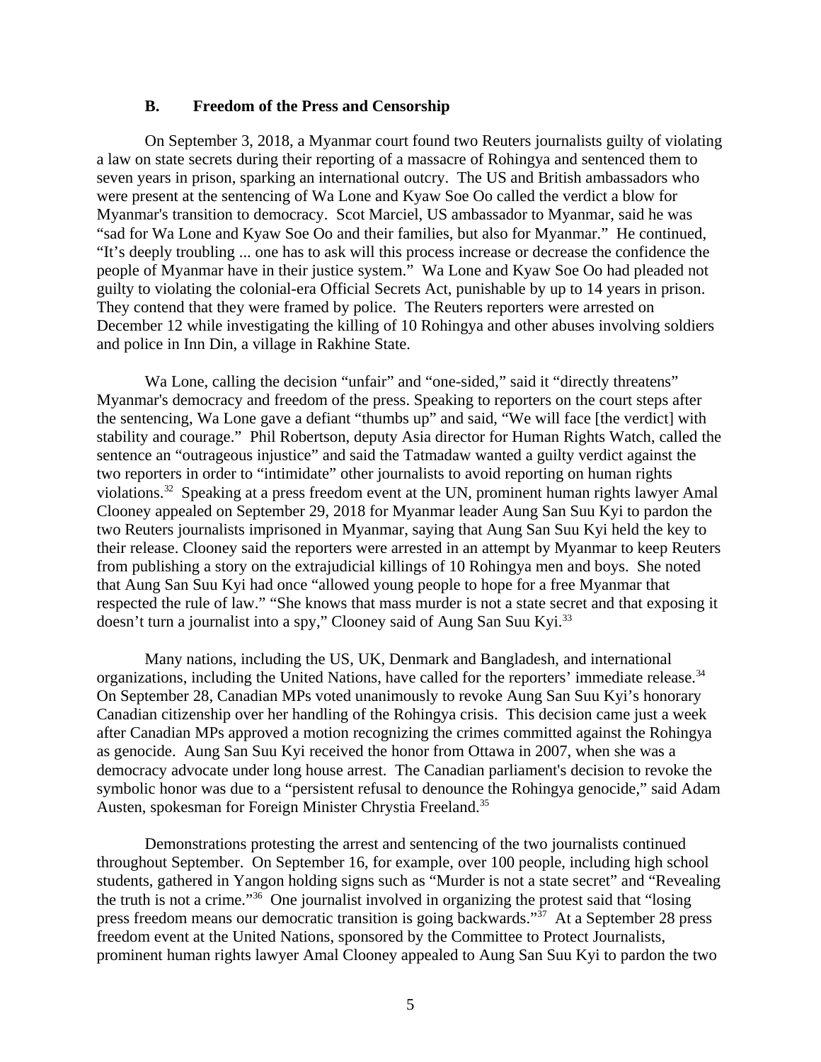### B. Freedom of the Press and Censorship

On September 3, 2018, a Myanmar court found two Reuters journalists guilty of violating a law on state secrets during their reporting of a massacre of Rohingya and sentenced them to seven years in prison, sparking an international outcry. The US and British ambassadors who were present at the sentencing of Wa Lone and Kyaw Soe Oo called the verdict a blow for Myanmar's transition to democracy. Scot Marciel, US ambassador to Myanmar, said he was "sad for Wa Lone and Kyaw Soe Oo and their families, but also for Myanmar." He continued, "It's deeply troubling ... one has to ask will this process increase or decrease the confidence the people of Myanmar have in their justice system." Wa Lone and Kyaw Soe Oo had pleaded not guilty to violating the colonial-era Official Secrets Act, punishable by up to 14 years in prison. They contend that they were framed by police. The Reuters reporters were arrested on December 12 while investigating the killing of 10 Rohingya and other abuses involving soldiers and police in Inn Din, a village in Rakhine State.

Wa Lone, calling the decision "unfair" and "one-sided," said it "directly threatens" Myanmar's democracy and freedom of the press. Speaking to reporters on the court steps after the sentencing, Wa Lone gave a defiant "thumbs up" and said, "We will face [the verdict] with stability and courage." Phil Robertson, deputy Asia director for Human Rights Watch, called the sentence an "outrageous injustice" and said the Tatmadaw wanted a guilty verdict against the two reporters in order to "intimidate" other journalists to avoid reporting on human rights violations.[32] Speaking at a press freedom event at the UN, prominent human rights lawyer Amal Clooney appealed on September 29, 2018 for Myanmar leader Aung San Suu Kyi to pardon the two Reuters journalists imprisoned in Myanmar, saying that Aung San Suu Kyi held the key to their release. Clooney said the reporters were arrested in an attempt by Myanmar to keep Reuters from publishing a story on the extrajudicial killings of 10 Rohingya men and boys. She noted that Aung San Suu Kyi had once "allowed young people to hope for a free Myanmar that respected the rule of law." "She knows that mass murder is not a state secret and that exposing it doesn't turn a journalist into a spy," Clooney said of Aung San Suu Kyi.[33]

Many nations, including the US, UK, Denmark and Bangladesh, and international organizations, including the United Nations, have called for the reporters' immediate release.[34] On September 28, Canadian MPs voted unanimously to revoke Aung San Suu Kyi's honorary Canadian citizenship over her handling of the Rohingya crisis. This decision came just a week after Canadian MPs approved a motion recognizing the crimes committed against the Rohingya as genocide. Aung San Suu Kyi received the honor from Ottawa in 2007, when she was a democracy advocate under long house arrest. The Canadian parliament's decision to revoke the symbolic honor was due to a "persistent refusal to denounce the Rohingya genocide," said Adam Austen, spokesman for Foreign Minister Chrystia Freeland.[35]

Demonstrations protesting the arrest and sentencing of the two journalists continued throughout September. On September 16, for example, over 100 people, including high school students, gathered in Yangon holding signs such as "Murder is not a state secret" and "Revealing the truth is not a crime."[36] One journalist involved in organizing the protest said that "losing press freedom means our democratic transition is going backwards."[37] At a September 28 press freedom event at the United Nations, sponsored by the Committee to Protect Journalists, prominent human rights lawyer Amal Clooney appealed to Aung San Suu Kyi to pardon the two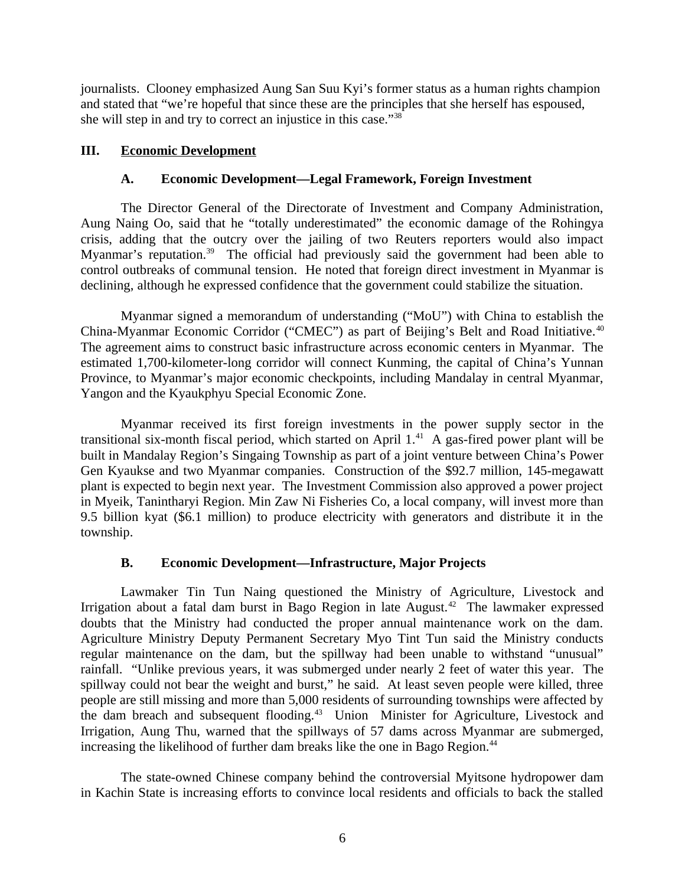journalists. Clooney emphasized Aung San Suu Kyi's former status as a human rights champion and stated that "we're hopeful that since these are the principles that she herself has espoused, she will step in and try to correct an injustice in this case."[38]

## III. Economic Development

### A. Economic Development—Legal Framework, Foreign Investment

The Director General of the Directorate of Investment and Company Administration, Aung Naing Oo, said that he "totally underestimated" the economic damage of the Rohingya crisis, adding that the outcry over the jailing of two Reuters reporters would also impact Myanmar's reputation.[39] The official had previously said the government had been able to control outbreaks of communal tension. He noted that foreign direct investment in Myanmar is declining, although he expressed confidence that the government could stabilize the situation.

Myanmar signed a memorandum of understanding ("MoU") with China to establish the China-Myanmar Economic Corridor ("CMEC") as part of Beijing's Belt and Road Initiative.[40] The agreement aims to construct basic infrastructure across economic centers in Myanmar. The estimated 1,700-kilometer-long corridor will connect Kunming, the capital of China's Yunnan Province, to Myanmar's major economic checkpoints, including Mandalay in central Myanmar, Yangon and the Kyaukphyu Special Economic Zone.

Myanmar received its first foreign investments in the power supply sector in the transitional six-month fiscal period, which started on April 1.[41] A gas-fired power plant will be built in Mandalay Region's Singaing Township as part of a joint venture between China's Power Gen Kyaukse and two Myanmar companies. Construction of the $92.7 million, 145-megawatt plant is expected to begin next year. The Investment Commission also approved a power project in Myeik, Tanintharyi Region. Min Zaw Ni Fisheries Co, a local company, will invest more than 9.5 billion kyat ($6.1 million) to produce electricity with generators and distribute it in the township.

### B. Economic Development—Infrastructure, Major Projects

Lawmaker Tin Tun Naing questioned the Ministry of Agriculture, Livestock and Irrigation about a fatal dam burst in Bago Region in late August.[42] The lawmaker expressed doubts that the Ministry had conducted the proper annual maintenance work on the dam. Agriculture Ministry Deputy Permanent Secretary Myo Tint Tun said the Ministry conducts regular maintenance on the dam, but the spillway had been unable to withstand "unusual" rainfall. "Unlike previous years, it was submerged under nearly 2 feet of water this year. The spillway could not bear the weight and burst," he said. At least seven people were killed, three people are still missing and more than 5,000 residents of surrounding townships were affected by the dam breach and subsequent flooding.[43] Union Minister for Agriculture, Livestock and Irrigation, Aung Thu, warned that the spillways of 57 dams across Myanmar are submerged, increasing the likelihood of further dam breaks like the one in Bago Region.[44]

The state-owned Chinese company behind the controversial Myitsone hydropower dam in Kachin State is increasing efforts to convince local residents and officials to back the stalled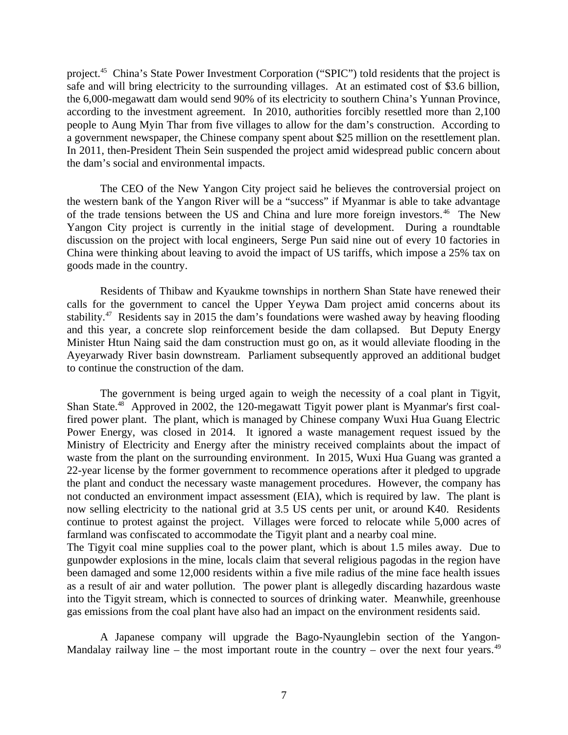project.[45] China's State Power Investment Corporation ("SPIC") told residents that the project is safe and will bring electricity to the surrounding villages. At an estimated cost of $3.6 billion, the 6,000-megawatt dam would send 90% of its electricity to southern China's Yunnan Province, according to the investment agreement. In 2010, authorities forcibly resettled more than 2,100 people to Aung Myin Thar from five villages to allow for the dam's construction. According to a government newspaper, the Chinese company spent about $25 million on the resettlement plan. In 2011, then-President Thein Sein suspended the project amid widespread public concern about the dam's social and environmental impacts.

The CEO of the New Yangon City project said he believes the controversial project on the western bank of the Yangon River will be a "success" if Myanmar is able to take advantage of the trade tensions between the US and China and lure more foreign investors.[46] The New Yangon City project is currently in the initial stage of development. During a roundtable discussion on the project with local engineers, Serge Pun said nine out of every 10 factories in China were thinking about leaving to avoid the impact of US tariffs, which impose a 25% tax on goods made in the country.

Residents of Thibaw and Kyaukme townships in northern Shan State have renewed their calls for the government to cancel the Upper Yeywa Dam project amid concerns about its stability.[47] Residents say in 2015 the dam's foundations were washed away by heaving flooding and this year, a concrete slop reinforcement beside the dam collapsed. But Deputy Energy Minister Htun Naing said the dam construction must go on, as it would alleviate flooding in the Ayeyarwady River basin downstream. Parliament subsequently approved an additional budget to continue the construction of the dam.

The government is being urged again to weigh the necessity of a coal plant in Tigyit, Shan State.[48] Approved in 2002, the 120-megawatt Tigyit power plant is Myanmar's first coal-fired power plant. The plant, which is managed by Chinese company Wuxi Hua Guang Electric Power Energy, was closed in 2014. It ignored a waste management request issued by the Ministry of Electricity and Energy after the ministry received complaints about the impact of waste from the plant on the surrounding environment. In 2015, Wuxi Hua Guang was granted a 22-year license by the former government to recommence operations after it pledged to upgrade the plant and conduct the necessary waste management procedures. However, the company has not conducted an environment impact assessment (EIA), which is required by law. The plant is now selling electricity to the national grid at 3.5 US cents per unit, or around K40. Residents continue to protest against the project. Villages were forced to relocate while 5,000 acres of farmland was confiscated to accommodate the Tigyit plant and a nearby coal mine.

The Tigyit coal mine supplies coal to the power plant, which is about 1.5 miles away. Due to gunpowder explosions in the mine, locals claim that several religious pagodas in the region have been damaged and some 12,000 residents within a five mile radius of the mine face health issues as a result of air and water pollution. The power plant is allegedly discarding hazardous waste into the Tigyit stream, which is connected to sources of drinking water. Meanwhile, greenhouse gas emissions from the coal plant have also had an impact on the environment residents said.

A Japanese company will upgrade the Bago-Nyaunglebin section of the Yangon-Mandalay railway line – the most important route in the country – over the next four years.[49]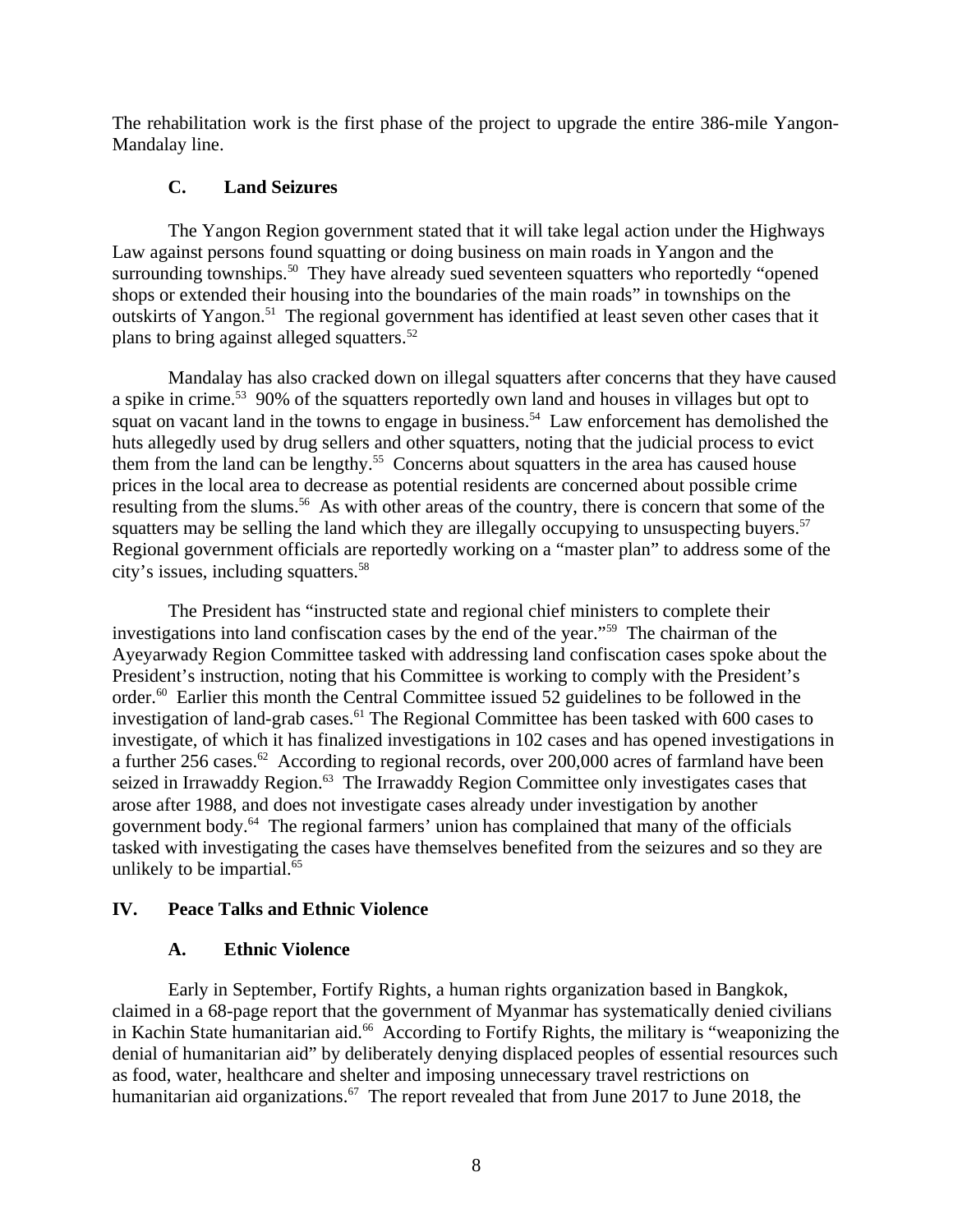The rehabilitation work is the first phase of the project to upgrade the entire 386-mile Yangon-Mandalay line.

### C. Land Seizures

The Yangon Region government stated that it will take legal action under the Highways Law against persons found squatting or doing business on main roads in Yangon and the surrounding townships.[50] They have already sued seventeen squatters who reportedly "opened shops or extended their housing into the boundaries of the main roads" in townships on the outskirts of Yangon.[51] The regional government has identified at least seven other cases that it plans to bring against alleged squatters.[52]

Mandalay has also cracked down on illegal squatters after concerns that they have caused a spike in crime.[53] 90% of the squatters reportedly own land and houses in villages but opt to squat on vacant land in the towns to engage in business.[54] Law enforcement has demolished the huts allegedly used by drug sellers and other squatters, noting that the judicial process to evict them from the land can be lengthy.[55] Concerns about squatters in the area has caused house prices in the local area to decrease as potential residents are concerned about possible crime resulting from the slums.[56] As with other areas of the country, there is concern that some of the squatters may be selling the land which they are illegally occupying to unsuspecting buyers.[57] Regional government officials are reportedly working on a "master plan" to address some of the city's issues, including squatters.[58]

The President has "instructed state and regional chief ministers to complete their investigations into land confiscation cases by the end of the year."[59] The chairman of the Ayeyarwady Region Committee tasked with addressing land confiscation cases spoke about the President's instruction, noting that his Committee is working to comply with the President's order.[60] Earlier this month the Central Committee issued 52 guidelines to be followed in the investigation of land-grab cases.[61] The Regional Committee has been tasked with 600 cases to investigate, of which it has finalized investigations in 102 cases and has opened investigations in a further 256 cases.[62] According to regional records, over 200,000 acres of farmland have been seized in Irrawaddy Region.[63] The Irrawaddy Region Committee only investigates cases that arose after 1988, and does not investigate cases already under investigation by another government body.[64] The regional farmers' union has complained that many of the officials tasked with investigating the cases have themselves benefited from the seizures and so they are unlikely to be impartial.[65]

## IV. Peace Talks and Ethnic Violence

### A. Ethnic Violence

Early in September, Fortify Rights, a human rights organization based in Bangkok, claimed in a 68-page report that the government of Myanmar has systematically denied civilians in Kachin State humanitarian aid.[66] According to Fortify Rights, the military is "weaponizing the denial of humanitarian aid" by deliberately denying displaced peoples of essential resources such as food, water, healthcare and shelter and imposing unnecessary travel restrictions on humanitarian aid organizations.[67] The report revealed that from June 2017 to June 2018, the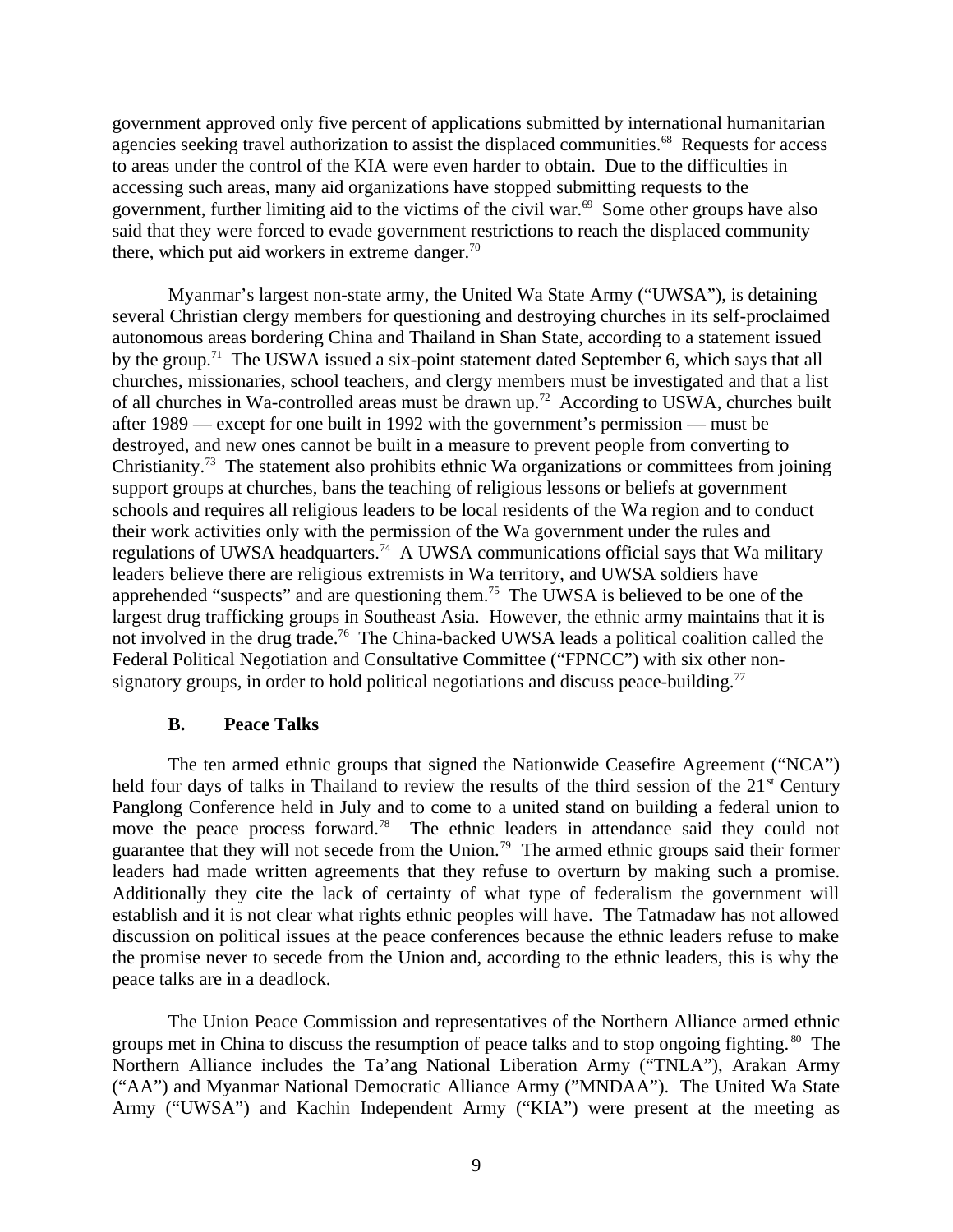government approved only five percent of applications submitted by international humanitarian agencies seeking travel authorization to assist the displaced communities.[68] Requests for access to areas under the control of the KIA were even harder to obtain. Due to the difficulties in accessing such areas, many aid organizations have stopped submitting requests to the government, further limiting aid to the victims of the civil war.[69] Some other groups have also said that they were forced to evade government restrictions to reach the displaced community there, which put aid workers in extreme danger.[70]

Myanmar's largest non-state army, the United Wa State Army ("UWSA"), is detaining several Christian clergy members for questioning and destroying churches in its self-proclaimed autonomous areas bordering China and Thailand in Shan State, according to a statement issued by the group.[71] The USWA issued a six-point statement dated September 6, which says that all churches, missionaries, school teachers, and clergy members must be investigated and that a list of all churches in Wa-controlled areas must be drawn up.[72] According to USWA, churches built after 1989 — except for one built in 1992 with the government's permission — must be destroyed, and new ones cannot be built in a measure to prevent people from converting to Christianity.[73] The statement also prohibits ethnic Wa organizations or committees from joining support groups at churches, bans the teaching of religious lessons or beliefs at government schools and requires all religious leaders to be local residents of the Wa region and to conduct their work activities only with the permission of the Wa government under the rules and regulations of UWSA headquarters.[74] A UWSA communications official says that Wa military leaders believe there are religious extremists in Wa territory, and UWSA soldiers have apprehended "suspects" and are questioning them.[75] The UWSA is believed to be one of the largest drug trafficking groups in Southeast Asia. However, the ethnic army maintains that it is not involved in the drug trade.[76] The China-backed UWSA leads a political coalition called the Federal Political Negotiation and Consultative Committee ("FPNCC") with six other non-signatory groups, in order to hold political negotiations and discuss peace-building.[77]

### B. Peace Talks

The ten armed ethnic groups that signed the Nationwide Ceasefire Agreement ("NCA") held four days of talks in Thailand to review the results of the third session of the 21st Century Panglong Conference held in July and to come to a united stand on building a federal union to move the peace process forward.[78] The ethnic leaders in attendance said they could not guarantee that they will not secede from the Union.[79] The armed ethnic groups said their former leaders had made written agreements that they refuse to overturn by making such a promise. Additionally they cite the lack of certainty of what type of federalism the government will establish and it is not clear what rights ethnic peoples will have. The Tatmadaw has not allowed discussion on political issues at the peace conferences because the ethnic leaders refuse to make the promise never to secede from the Union and, according to the ethnic leaders, this is why the peace talks are in a deadlock.

The Union Peace Commission and representatives of the Northern Alliance armed ethnic groups met in China to discuss the resumption of peace talks and to stop ongoing fighting.[80] The Northern Alliance includes the Ta'ang National Liberation Army ("TNLA"), Arakan Army ("AA") and Myanmar National Democratic Alliance Army ("MNDAA"). The United Wa State Army ("UWSA") and Kachin Independent Army ("KIA") were present at the meeting as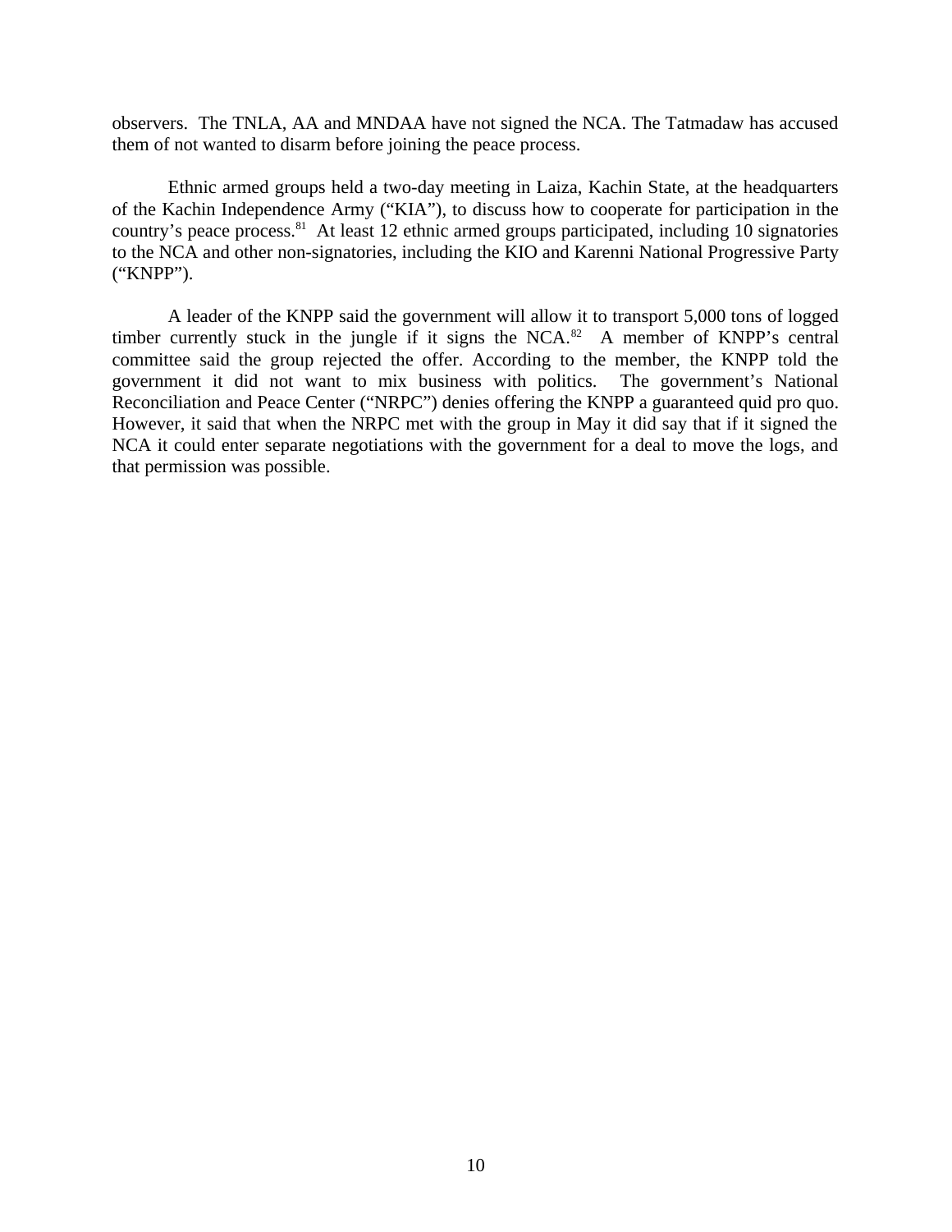observers. The TNLA, AA and MNDAA have not signed the NCA. The Tatmadaw has accused them of not wanted to disarm before joining the peace process.

Ethnic armed groups held a two-day meeting in Laiza, Kachin State, at the headquarters of the Kachin Independence Army ("KIA"), to discuss how to cooperate for participation in the country's peace process.[81] At least 12 ethnic armed groups participated, including 10 signatories to the NCA and other non-signatories, including the KIO and Karenni National Progressive Party ("KNPP").

A leader of the KNPP said the government will allow it to transport 5,000 tons of logged timber currently stuck in the jungle if it signs the NCA.[82] A member of KNPP's central committee said the group rejected the offer. According to the member, the KNPP told the government it did not want to mix business with politics. The government's National Reconciliation and Peace Center ("NRPC") denies offering the KNPP a guaranteed quid pro quo. However, it said that when the NRPC met with the group in May it did say that if it signed the NCA it could enter separate negotiations with the government for a deal to move the logs, and that permission was possible.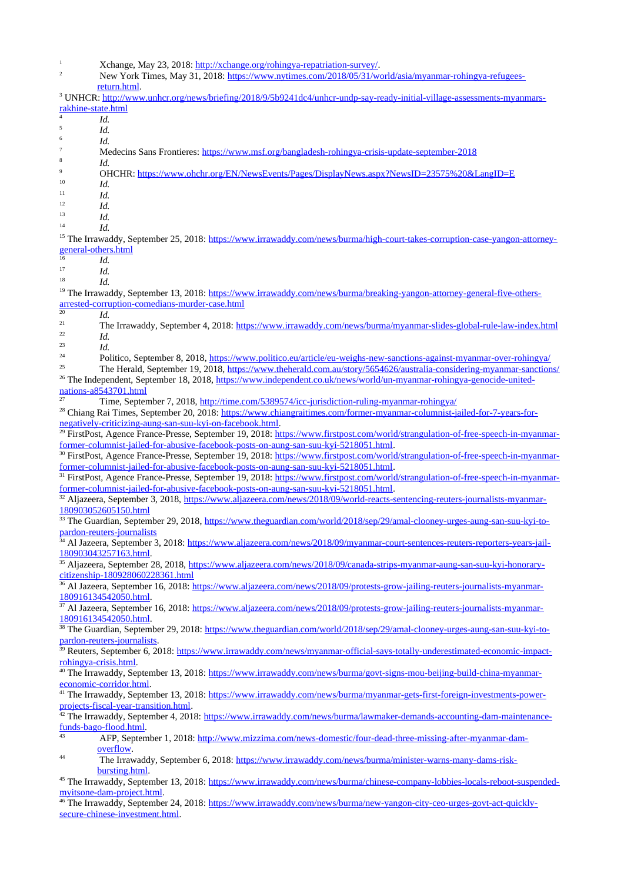[1] Xchange, May 23, 2018: http://xchange.org/rohingya-repatriation-survey/.

[2] New York Times, May 31, 2018: https://www.nytimes.com/2018/05/31/world/asia/myanmar-rohingya-refugees-return.html.

[3] UNHCR: http://www.unhcr.org/news/briefing/2018/9/5b9241dc4/unhcr-undp-say-ready-initial-village-assessments-myanmars-rakhine-state.html

[4] *Id.*

[5] *Id.*

[6] *Id.*

[7] Medecins Sans Frontieres: https://www.msf.org/bangladesh-rohingya-crisis-update-september-2018

[8] *Id.*

[9] OHCHR: https://www.ohchr.org/EN/NewsEvents/Pages/DisplayNews.aspx?NewsID=23575%20&LangID=E

[10] *Id.*

[11] *Id.*

[12] *Id.*

[13] *Id.*

[14] *Id.*

[15] The Irrawaddy, September 25, 2018: https://www.irrawaddy.com/news/burma/high-court-takes-corruption-case-yangon-attorney-general-others.html

[16] *Id.*

[17] *Id.*

[18] *Id.*

[19] The Irrawaddy, September 13, 2018: https://www.irrawaddy.com/news/burma/breaking-yangon-attorney-general-five-others-arrested-corruption-comedians-murder-case.html

[20] *Id.*

[21] The Irrawaddy, September 4, 2018: https://www.irrawaddy.com/news/burma/myanmar-slides-global-rule-law-index.html

[22] *Id.*

[23] *Id.*

[24] Politico, September 8, 2018, https://www.politico.eu/article/eu-weighs-new-sanctions-against-myanmar-over-rohingya/

[25] The Herald, September 19, 2018, https://www.theherald.com.au/story/5654626/australia-considering-myanmar-sanctions/

[26] The Independent, September 18, 2018, https://www.independent.co.uk/news/world/un-myanmar-rohingya-genocide-united-nations-a8543701.html

[27] Time, September 7, 2018, http://time.com/5389574/icc-jurisdiction-ruling-myanmar-rohingya/

[28] Chiang Rai Times, September 20, 2018: https://www.chiangraitimes.com/former-myanmar-columnist-jailed-for-7-years-for-negatively-criticizing-aung-san-suu-kyi-on-facebook.html.

[29] FirstPost, Agence France-Presse, September 19, 2018: https://www.firstpost.com/world/strangulation-of-free-speech-in-myanmar-former-columnist-jailed-for-abusive-facebook-posts-on-aung-san-suu-kyi-5218051.html.

[30] FirstPost, Agence France-Presse, September 19, 2018: https://www.firstpost.com/world/strangulation-of-free-speech-in-myanmar-former-columnist-jailed-for-abusive-facebook-posts-on-aung-san-suu-kyi-5218051.html.

[31] FirstPost, Agence France-Presse, September 19, 2018: https://www.firstpost.com/world/strangulation-of-free-speech-in-myanmar-former-columnist-jailed-for-abusive-facebook-posts-on-aung-san-suu-kyi-5218051.html.

[32] Aljazeera, September 3, 2018, https://www.aljazeera.com/news/2018/09/world-reacts-sentencing-reuters-journalists-myanmar-180903052605150.html

[33] The Guardian, September 29, 2018, https://www.theguardian.com/world/2018/sep/29/amal-clooney-urges-aung-san-suu-kyi-to-pardon-reuters-journalists

[34] Al Jazeera, September 3, 2018: https://www.aljazeera.com/news/2018/09/myanmar-court-sentences-reuters-reporters-years-jail-180903043257163.html.

[35] Aljazeera, September 28, 2018, https://www.aljazeera.com/news/2018/09/canada-strips-myanmar-aung-san-suu-kyi-honorary-citizenship-180928060228361.html

[36] Al Jazeera, September 16, 2018: https://www.aljazeera.com/news/2018/09/protests-grow-jailing-reuters-journalists-myanmar-180916134542050.html.

[37] Al Jazeera, September 16, 2018: https://www.aljazeera.com/news/2018/09/protests-grow-jailing-reuters-journalists-myanmar-180916134542050.html.

[38] The Guardian, September 29, 2018: https://www.theguardian.com/world/2018/sep/29/amal-clooney-urges-aung-san-suu-kyi-to-pardon-reuters-journalists.

[39] Reuters, September 6, 2018: https://www.irrawaddy.com/news/myanmar-official-says-totally-underestimated-economic-impact-rohingya-crisis.html.

[40] The Irrawaddy, September 13, 2018: https://www.irrawaddy.com/news/burma/govt-signs-mou-beijing-build-china-myanmar-economic-corridor.html.

[41] The Irrawaddy, September 13, 2018: https://www.irrawaddy.com/news/burma/myanmar-gets-first-foreign-investments-power-projects-fiscal-year-transition.html.

[42] The Irrawaddy, September 4, 2018: https://www.irrawaddy.com/news/burma/lawmaker-demands-accounting-dam-maintenance-funds-bago-flood.html.

[43] AFP, September 1, 2018: http://www.mizzima.com/news-domestic/four-dead-three-missing-after-myanmar-dam-overflow.

[44] The Irrawaddy, September 6, 2018: https://www.irrawaddy.com/news/burma/minister-warns-many-dams-risk-bursting.html.

[45] The Irrawaddy, September 13, 2018: https://www.irrawaddy.com/news/burma/chinese-company-lobbies-locals-reboot-suspended-myitsone-dam-project.html.

[46] The Irrawaddy, September 24, 2018: https://www.irrawaddy.com/news/burma/new-yangon-city-ceo-urges-govt-act-quickly-secure-chinese-investment.html.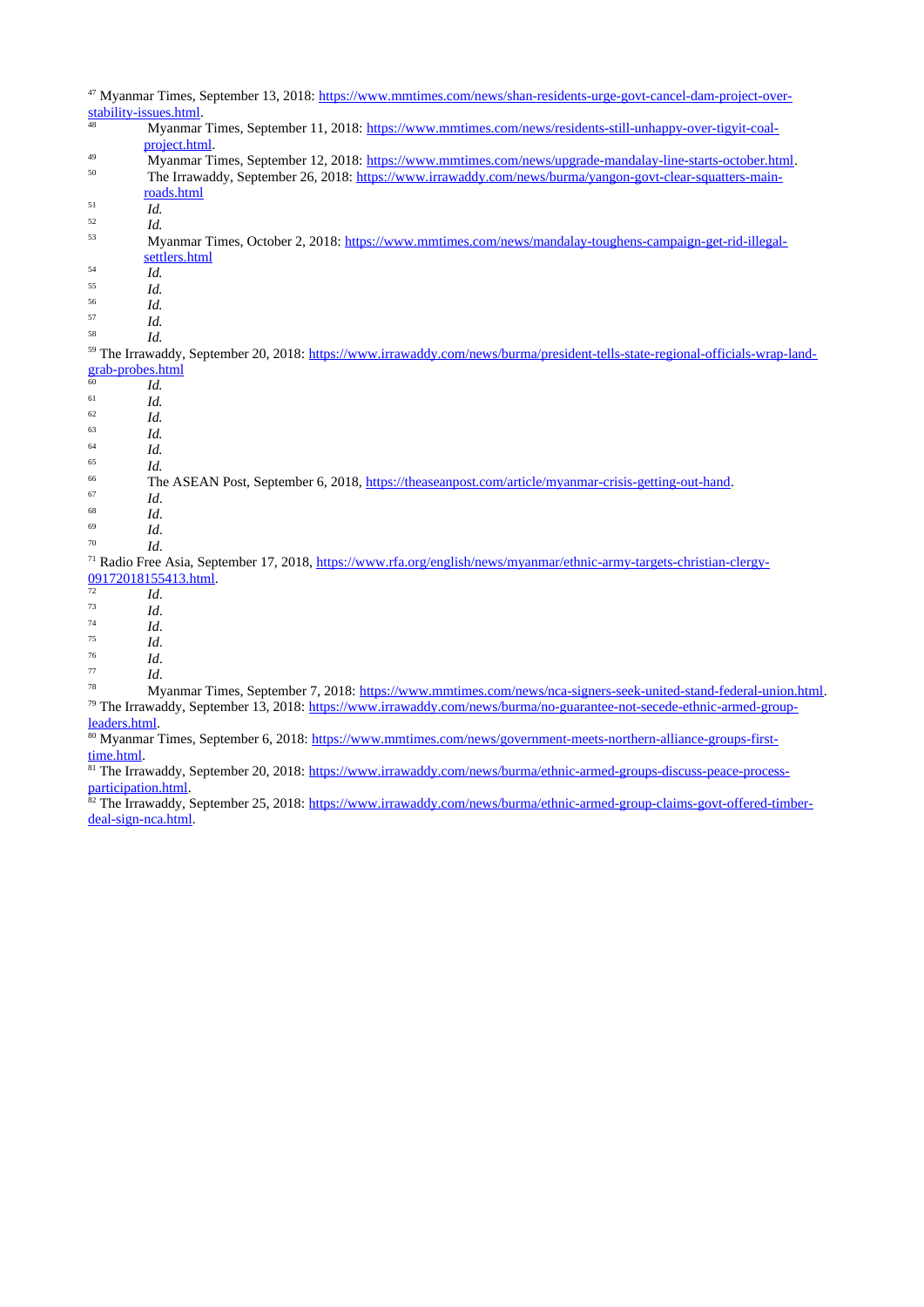[47] Myanmar Times, September 13, 2018: https://www.mmtimes.com/news/shan-residents-urge-govt-cancel-dam-project-over-stability-issues.html.

[48] Myanmar Times, September 11, 2018: https://www.mmtimes.com/news/residents-still-unhappy-over-tigyit-coal-project.html.

[49] Myanmar Times, September 12, 2018: https://www.mmtimes.com/news/upgrade-mandalay-line-starts-october.html.

[50] The Irrawaddy, September 26, 2018: https://www.irrawaddy.com/news/burma/yangon-govt-clear-squatters-main-roads.html

[51] *Id.*

[52] *Id.*

[53] Myanmar Times, October 2, 2018: https://www.mmtimes.com/news/mandalay-toughens-campaign-get-rid-illegal-settlers.html

[54] *Id.*

[55] *Id.*

[56] *Id.*

[57] *Id.*

[58] *Id.*

[59] The Irrawaddy, September 20, 2018: https://www.irrawaddy.com/news/burma/president-tells-state-regional-officials-wrap-land-grab-probes.html

[60] *Id.*

[61] *Id.*

[62] *Id.*

[63] *Id.*

[64] *Id.*

[65] *Id.*

[66] The ASEAN Post, September 6, 2018, https://theaseanpost.com/article/myanmar-crisis-getting-out-hand.

[67] *Id*.

[68] *Id*.

[69] *Id*.

[70] *Id*.

[71] Radio Free Asia, September 17, 2018, https://www.rfa.org/english/news/myanmar/ethnic-army-targets-christian-clergy-09172018155413.html.

[72] *Id*.

[73] *Id*.

[74] *Id*.

[75] *Id*.

[76] *Id*.

[77] *Id*.

[78] Myanmar Times, September 7, 2018: https://www.mmtimes.com/news/nca-signers-seek-united-stand-federal-union.html.

[79] The Irrawaddy, September 13, 2018: https://www.irrawaddy.com/news/burma/no-guarantee-not-secede-ethnic-armed-group-leaders.html.

[80] Myanmar Times, September 6, 2018: https://www.mmtimes.com/news/government-meets-northern-alliance-groups-first-time.html.

[81] The Irrawaddy, September 20, 2018: https://www.irrawaddy.com/news/burma/ethnic-armed-groups-discuss-peace-process-participation.html.

[82] The Irrawaddy, September 25, 2018: https://www.irrawaddy.com/news/burma/ethnic-armed-group-claims-govt-offered-timber-deal-sign-nca.html.